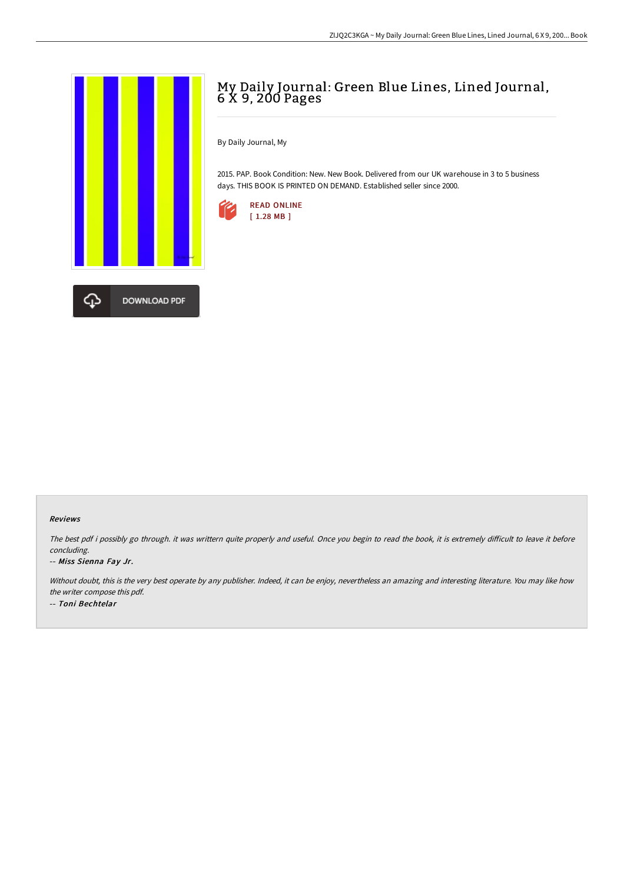# My Daily Journal: Green Blue Lines, Lined Journal, 6 X 9, 200 Pages

By Daily Journal, My

2015. PAP. Book Condition: New. New Book. Delivered from our UK warehouse in 3 to 5 business days. THIS BOOK IS PRINTED ON DEMAND. Established seller since 2000.

READ ONLINE
[ 1.28 MB ]

DOWNLOAD PDF

### Reviews

*The best pdf i possibly go through. it was writtern quite properly and useful. Once you begin to read the book, it is extremely difficult to leave it before concluding.*

-- *Miss Sienna Fay Jr.*

*Without doubt, this is the very best operate by any publisher. Indeed, it can be enjoy, nevertheless an amazing and interesting literature. You may like how the writer compose this pdf.*

-- *Toni Bechtelar*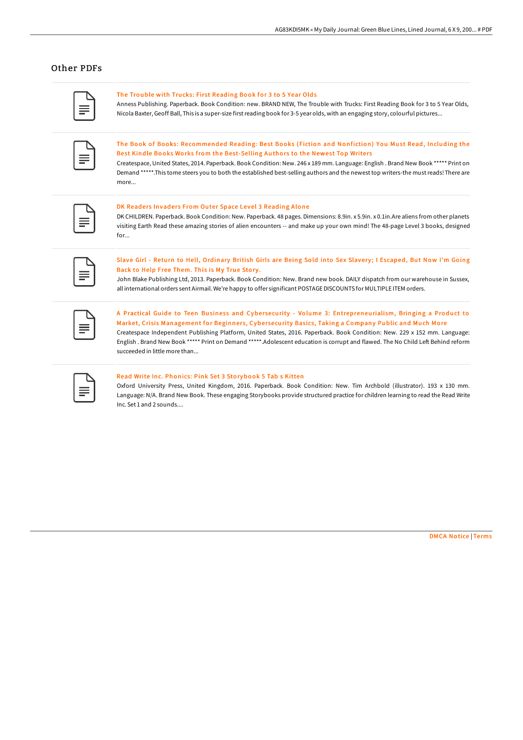## Other PDFs

### The Trouble with Trucks: First Reading Book for 3 to 5 Year Olds

Anness Publishing. Paperback. Book Condition: new. BRAND NEW, The Trouble with Trucks: First Reading Book for 3 to 5 Year Olds, Nicola Baxter, Geoff Ball, This is a super-size first reading book for 3-5 year olds, with an engaging story, colourful pictures...

### The Book of Books: Recommended Reading: Best Books (Fiction and Nonfiction) You Must Read, Including the Best Kindle Books Works from the Best-Selling Authors to the Newest Top Writers

Createspace, United States, 2014. Paperback. Book Condition: New. 246 x 189 mm. Language: English . Brand New Book ***** Print on Demand *****.This tome steers you to both the established best-selling authors and the newest top writers-the must reads! There are more...

### DK Readers Invaders From Outer Space Level 3 Reading Alone

DK CHILDREN. Paperback. Book Condition: New. Paperback. 48 pages. Dimensions: 8.9in. x 5.9in. x 0.1in.Are aliens from other planets visiting Earth Read these amazing stories of alien encounters -- and make up your own mind! The 48-page Level 3 books, designed for...

### Slave Girl - Return to Hell, Ordinary British Girls are Being Sold into Sex Slavery; I Escaped, But Now I'm Going Back to Help Free Them. This is My True Story.

John Blake Publishing Ltd, 2013. Paperback. Book Condition: New. Brand new book. DAILY dispatch from our warehouse in Sussex, all international orders sent Airmail. We're happy to offer significant POSTAGE DISCOUNTS for MULTIPLE ITEM orders.

### A Practical Guide to Teen Business and Cybersecurity - Volume 3: Entrepreneurialism, Bringing a Product to Market, Crisis Management for Beginners, Cybersecurity Basics, Taking a Company Public and Much More

Createspace Independent Publishing Platform, United States, 2016. Paperback. Book Condition: New. 229 x 152 mm. Language: English . Brand New Book ***** Print on Demand *****.Adolescent education is corrupt and flawed. The No Child Left Behind reform succeeded in little more than...

### Read Write Inc. Phonics: Pink Set 3 Storybook 5 Tab s Kitten

Oxford University Press, United Kingdom, 2016. Paperback. Book Condition: New. Tim Archbold (illustrator). 193 x 130 mm. Language: N/A. Brand New Book. These engaging Storybooks provide structured practice for children learning to read the Read Write Inc. Set 1 and 2 sounds....

DMCA Notice | Terms